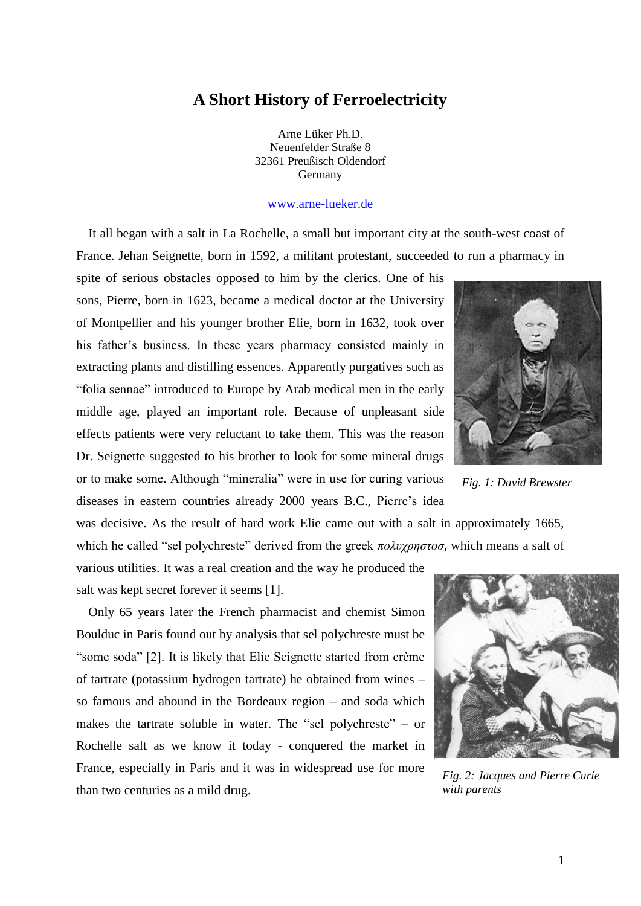# A Short History of Ferroelectricity

Arne Lüker Ph.D.
Neuenfelder Straße 8
32361 Preußisch Oldendorf
Germany

www.arne-lueker.de

It all began with a salt in La Rochelle, a small but important city at the south-west coast of France. Jehan Seignette, born in 1592, a militant protestant, succeeded to run a pharmacy in spite of serious obstacles opposed to him by the clerics. One of his sons, Pierre, born in 1623, became a medical doctor at the University of Montpellier and his younger brother Elie, born in 1632, took over his father's business. In these years pharmacy consisted mainly in extracting plants and distilling essences. Apparently purgatives such as "folia sennae" introduced to Europe by Arab medical men in the early middle age, played an important role. Because of unpleasant side effects patients were very reluctant to take them. This was the reason Dr. Seignette suggested to his brother to look for some mineral drugs or to make some. Although "mineralia" were in use for curing various diseases in eastern countries already 2000 years B.C., Pierre's idea was decisive. As the result of hard work Elie came out with a salt in approximately 1665, which he called "sel polychreste" derived from the greek *πολυχρηστοσ*, which means a salt of various utilities. It was a real creation and the way he produced the salt was kept secret forever it seems [1].

*Fig. 1: David Brewster*

Only 65 years later the French pharmacist and chemist Simon Boulduc in Paris found out by analysis that sel polychreste must be "some soda" [2]. It is likely that Elie Seignette started from crème of tartrate (potassium hydrogen tartrate) he obtained from wines – so famous and abound in the Bordeaux region – and soda which makes the tartrate soluble in water. The "sel polychreste" – or Rochelle salt as we know it today - conquered the market in France, especially in Paris and it was in widespread use for more than two centuries as a mild drug.

*Fig. 2: Jacques and Pierre Curie with parents*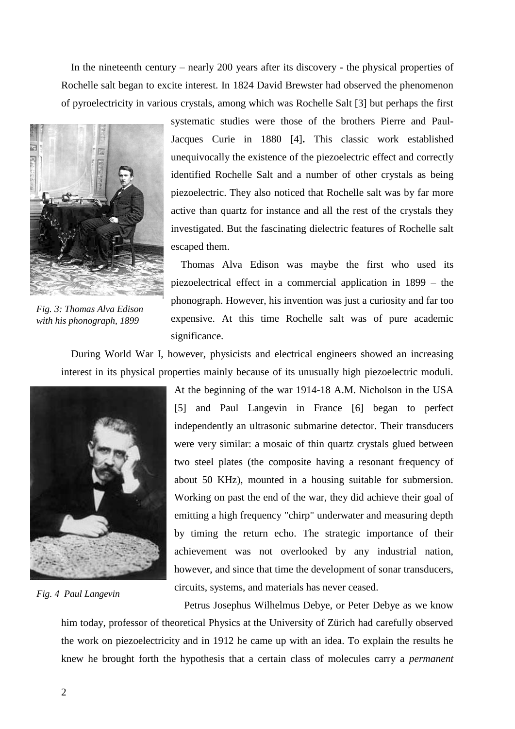In the nineteenth century – nearly 200 years after its discovery - the physical properties of Rochelle salt began to excite interest. In 1824 David Brewster had observed the phenomenon of pyroelectricity in various crystals, among which was Rochelle Salt [3] but perhaps the first systematic studies were those of the brothers Pierre and Paul-Jacques Curie in 1880 [4]**.** This classic work established unequivocally the existence of the piezoelectric effect and correctly identified Rochelle Salt and a number of other crystals as being piezoelectric. They also noticed that Rochelle salt was by far more active than quartz for instance and all the rest of the crystals they investigated. But the fascinating dielectric features of Rochelle salt escaped them.

*Fig. 3: Thomas Alva Edison with his phonograph, 1899*

Thomas Alva Edison was maybe the first who used its piezoelectrical effect in a commercial application in 1899 – the phonograph. However, his invention was just a curiosity and far too expensive. At this time Rochelle salt was of pure academic significance.

During World War I, however, physicists and electrical engineers showed an increasing interest in its physical properties mainly because of its unusually high piezoelectric moduli. At the beginning of the war 1914-18 A.M. Nicholson in the USA [5] and Paul Langevin in France [6] began to perfect independently an ultrasonic submarine detector. Their transducers were very similar: a mosaic of thin quartz crystals glued between two steel plates (the composite having a resonant frequency of about 50 KHz), mounted in a housing suitable for submersion. Working on past the end of the war, they did achieve their goal of emitting a high frequency "chirp" underwater and measuring depth by timing the return echo. The strategic importance of their achievement was not overlooked by any industrial nation, however, and since that time the development of sonar transducers, circuits, systems, and materials has never ceased.

*Fig. 4 Paul Langevin*

Petrus Josephus Wilhelmus Debye, or Peter Debye as we know him today, professor of theoretical Physics at the University of Zürich had carefully observed the work on piezoelectricity and in 1912 he came up with an idea. To explain the results he knew he brought forth the hypothesis that a certain class of molecules carry a *permanent*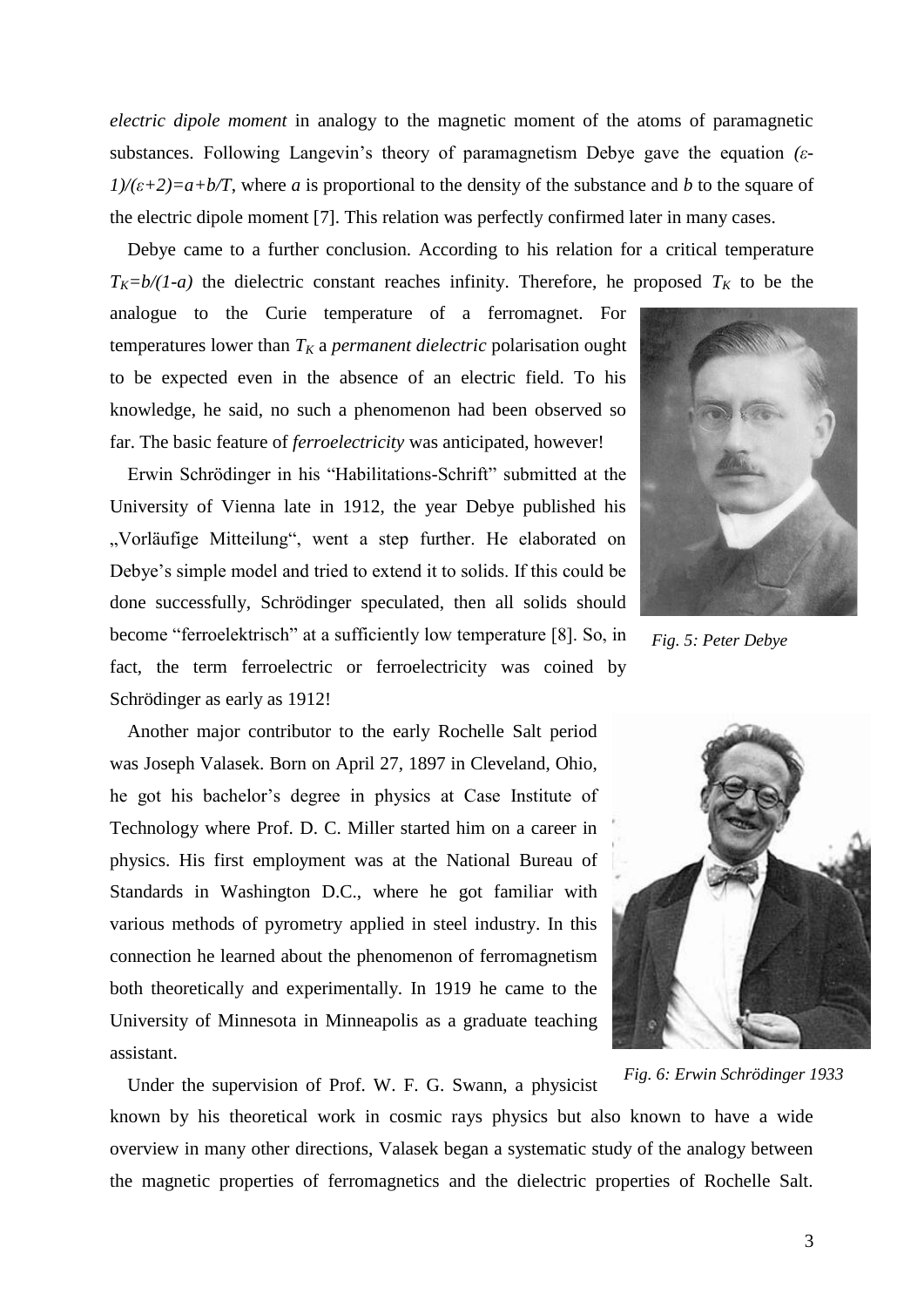*electric dipole moment* in analogy to the magnetic moment of the atoms of paramagnetic substances. Following Langevin's theory of paramagnetism Debye gave the equation $(\varepsilon-1)/(\varepsilon+2)=a+b/T$, where *a* is proportional to the density of the substance and *b* to the square of the electric dipole moment [7]. This relation was perfectly confirmed later in many cases.

Debye came to a further conclusion. According to his relation for a critical temperature $T_K=b/(1-a)$ the dielectric constant reaches infinity. Therefore, he proposed $T_K$ to be the analogue to the Curie temperature of a ferromagnet. For temperatures lower than $T_K$ a *permanent dielectric* polarisation ought to be expected even in the absence of an electric field. To his knowledge, he said, no such a phenomenon had been observed so far. The basic feature of *ferroelectricity* was anticipated, however!

Erwin Schrödinger in his "Habilitations-Schrift" submitted at the University of Vienna late in 1912, the year Debye published his „Vorläufige Mitteilung", went a step further. He elaborated on Debye's simple model and tried to extend it to solids. If this could be done successfully, Schrödinger speculated, then all solids should become "ferroelektrisch" at a sufficiently low temperature [8]. So, in fact, the term ferroelectric or ferroelectricity was coined by Schrödinger as early as 1912!

*Fig. 5: Peter Debye*

Another major contributor to the early Rochelle Salt period was Joseph Valasek. Born on April 27, 1897 in Cleveland, Ohio, he got his bachelor's degree in physics at Case Institute of Technology where Prof. D. C. Miller started him on a career in physics. His first employment was at the National Bureau of Standards in Washington D.C., where he got familiar with various methods of pyrometry applied in steel industry. In this connection he learned about the phenomenon of ferromagnetism both theoretically and experimentally. In 1919 he came to the University of Minnesota in Minneapolis as a graduate teaching assistant.

*Fig. 6: Erwin Schrödinger 1933*

Under the supervision of Prof. W. F. G. Swann, a physicist known by his theoretical work in cosmic rays physics but also known to have a wide overview in many other directions, Valasek began a systematic study of the analogy between the magnetic properties of ferromagnetics and the dielectric properties of Rochelle Salt.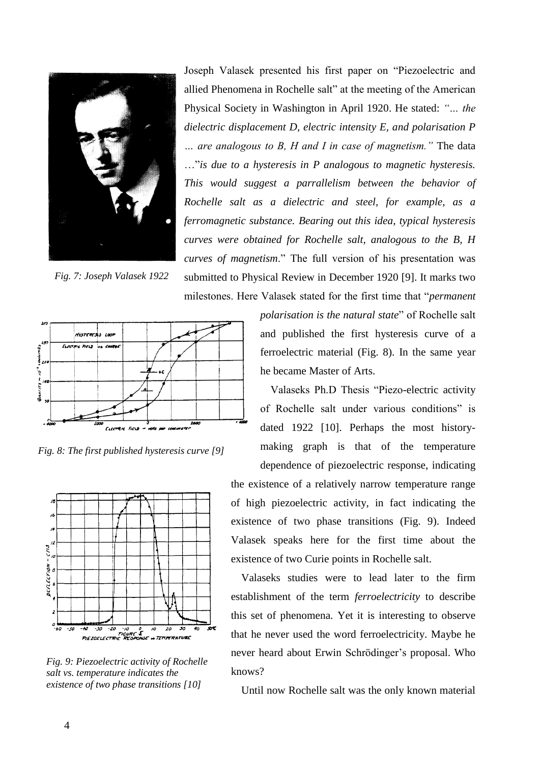Joseph Valasek presented his first paper on "Piezoelectric and allied Phenomena in Rochelle salt" at the meeting of the American Physical Society in Washington in April 1920. He stated: *"… the dielectric displacement D, electric intensity E, and polarisation P … are analogous to B, H and I in case of magnetism."* The data …"*is due to a hysteresis in P analogous to magnetic hysteresis. This would suggest a parrallelism between the behavior of Rochelle salt as a dielectric and steel, for example, as a ferromagnetic substance. Bearing out this idea, typical hysteresis curves were obtained for Rochelle salt, analogous to the B, H curves of magnetism*." The full version of his presentation was submitted to Physical Review in December 1920 [9]. It marks two milestones. Here Valasek stated for the first time that "*permanent polarisation is the natural state*" of Rochelle salt and published the first hysteresis curve of a ferroelectric material (Fig. 8). In the same year he became Master of Arts.

*Fig. 7: Joseph Valasek 1922*

*Fig. 8: The first published hysteresis curve [9]*

Valaseks Ph.D Thesis "Piezo-electric activity of Rochelle salt under various conditions" is dated 1922 [10]. Perhaps the most history-making graph is that of the temperature dependence of piezoelectric response, indicating the existence of a relatively narrow temperature range of high piezoelectric activity, in fact indicating the existence of two phase transitions (Fig. 9). Indeed Valasek speaks here for the first time about the existence of two Curie points in Rochelle salt.

*Fig. 9: Piezoelectric activity of Rochelle salt vs. temperature indicates the existence of two phase transitions [10]*

Valaseks studies were to lead later to the firm establishment of the term *ferroelectricity* to describe this set of phenomena. Yet it is interesting to observe that he never used the word ferroelectricity. Maybe he never heard about Erwin Schrödinger's proposal. Who knows?

Until now Rochelle salt was the only known material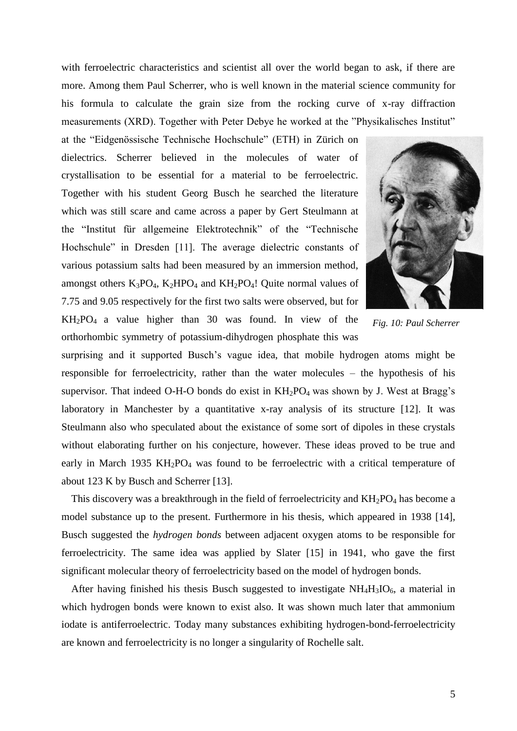with ferroelectric characteristics and scientist all over the world began to ask, if there are more. Among them Paul Scherrer, who is well known in the material science community for his formula to calculate the grain size from the rocking curve of x-ray diffraction measurements (XRD). Together with Peter Debye he worked at the "Physikalisches Institut" at the "Eidgenössische Technische Hochschule" (ETH) in Zürich on dielectrics. Scherrer believed in the molecules of water of crystallisation to be essential for a material to be ferroelectric. Together with his student Georg Busch he searched the literature which was still scare and came across a paper by Gert Steulmann at the "Institut für allgemeine Elektrotechnik" of the "Technische Hochschule" in Dresden [11]. The average dielectric constants of various potassium salts had been measured by an immersion method, amongst others $K_3PO_4$, $K_2HPO_4$ and $KH_2PO_4$! Quite normal values of 7.75 and 9.05 respectively for the first two salts were observed, but for $KH_2PO_4$ a value higher than 30 was found. In view of the orthorhombic symmetry of potassium-dihydrogen phosphate this was surprising and it supported Busch's vague idea, that mobile hydrogen atoms might be responsible for ferroelectricity, rather than the water molecules – the hypothesis of his supervisor. That indeed O-H-O bonds do exist in $KH_2PO_4$ was shown by J. West at Bragg's laboratory in Manchester by a quantitative x-ray analysis of its structure [12]. It was Steulmann also who speculated about the existance of some sort of dipoles in these crystals without elaborating further on his conjecture, however. These ideas proved to be true and early in March 1935 $KH_2PO_4$ was found to be ferroelectric with a critical temperature of about 123 K by Busch and Scherrer [13].

*Fig. 10: Paul Scherrer*

This discovery was a breakthrough in the field of ferroelectricity and $KH_2PO_4$ has become a model substance up to the present. Furthermore in his thesis, which appeared in 1938 [14], Busch suggested the *hydrogen bonds* between adjacent oxygen atoms to be responsible for ferroelectricity. The same idea was applied by Slater [15] in 1941, who gave the first significant molecular theory of ferroelectricity based on the model of hydrogen bonds.

After having finished his thesis Busch suggested to investigate $NH_4H_3IO_6$, a material in which hydrogen bonds were known to exist also. It was shown much later that ammonium iodate is antiferroelectric. Today many substances exhibiting hydrogen-bond-ferroelectricity are known and ferroelectricity is no longer a singularity of Rochelle salt.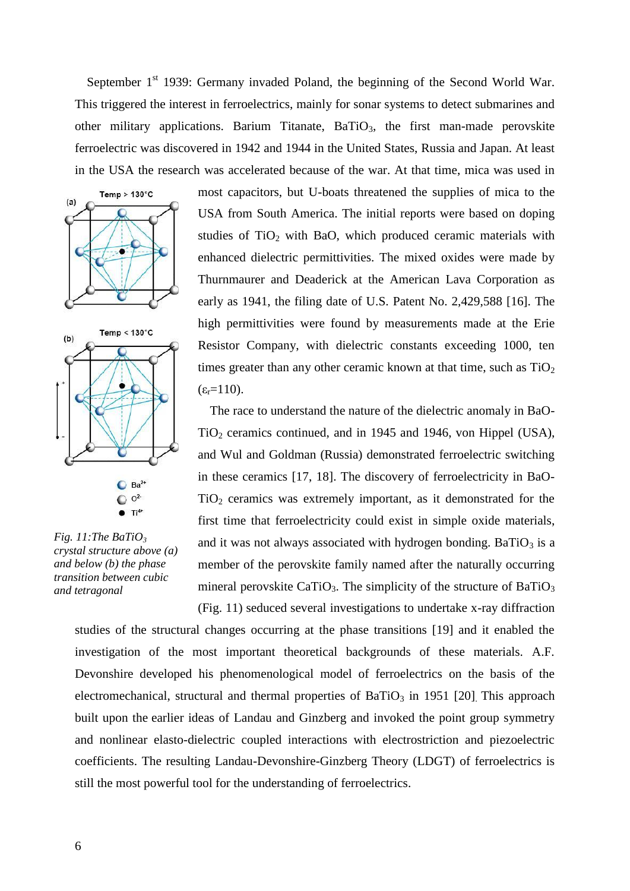September 1st 1939: Germany invaded Poland, the beginning of the Second World War. This triggered the interest in ferroelectrics, mainly for sonar systems to detect submarines and other military applications. Barium Titanate, $BaTiO_3$, the first man-made perovskite ferroelectric was discovered in 1942 and 1944 in the United States, Russia and Japan. At least in the USA the research was accelerated because of the war. At that time, mica was used in most capacitors, but U-boats threatened the supplies of mica to the USA from South America. The initial reports were based on doping studies of $TiO_2$ with BaO, which produced ceramic materials with enhanced dielectric permittivities. The mixed oxides were made by Thurnmaurer and Deaderick at the American Lava Corporation as early as 1941, the filing date of U.S. Patent No. 2,429,588 [16]. The high permittivities were found by measurements made at the Erie Resistor Company, with dielectric constants exceeding 1000, ten times greater than any other ceramic known at that time, such as $TiO_2$ ($\varepsilon_r$=110).

*Fig. 11:The $BaTiO_3$ crystal structure above (a) and below (b) the phase transition between cubic and tetragonal*

The race to understand the nature of the dielectric anomaly in BaO-$TiO_2$ ceramics continued, and in 1945 and 1946, von Hippel (USA), and Wul and Goldman (Russia) demonstrated ferroelectric switching in these ceramics [17, 18]. The discovery of ferroelectricity in BaO-$TiO_2$ ceramics was extremely important, as it demonstrated for the first time that ferroelectricity could exist in simple oxide materials, and it was not always associated with hydrogen bonding. $BaTiO_3$ is a member of the perovskite family named after the naturally occurring mineral perovskite $CaTiO_3$. The simplicity of the structure of $BaTiO_3$ (Fig. 11) seduced several investigations to undertake x-ray diffraction studies of the structural changes occurring at the phase transitions [19] and it enabled the investigation of the most important theoretical backgrounds of these materials. A.F. Devonshire developed his phenomenological model of ferroelectrics on the basis of the electromechanical, structural and thermal properties of $BaTiO_3$ in 1951 [20]. This approach built upon the earlier ideas of Landau and Ginzberg and invoked the point group symmetry and nonlinear elasto-dielectric coupled interactions with electrostriction and piezoelectric coefficients. The resulting Landau-Devonshire-Ginzberg Theory (LDGT) of ferroelectrics is still the most powerful tool for the understanding of ferroelectrics.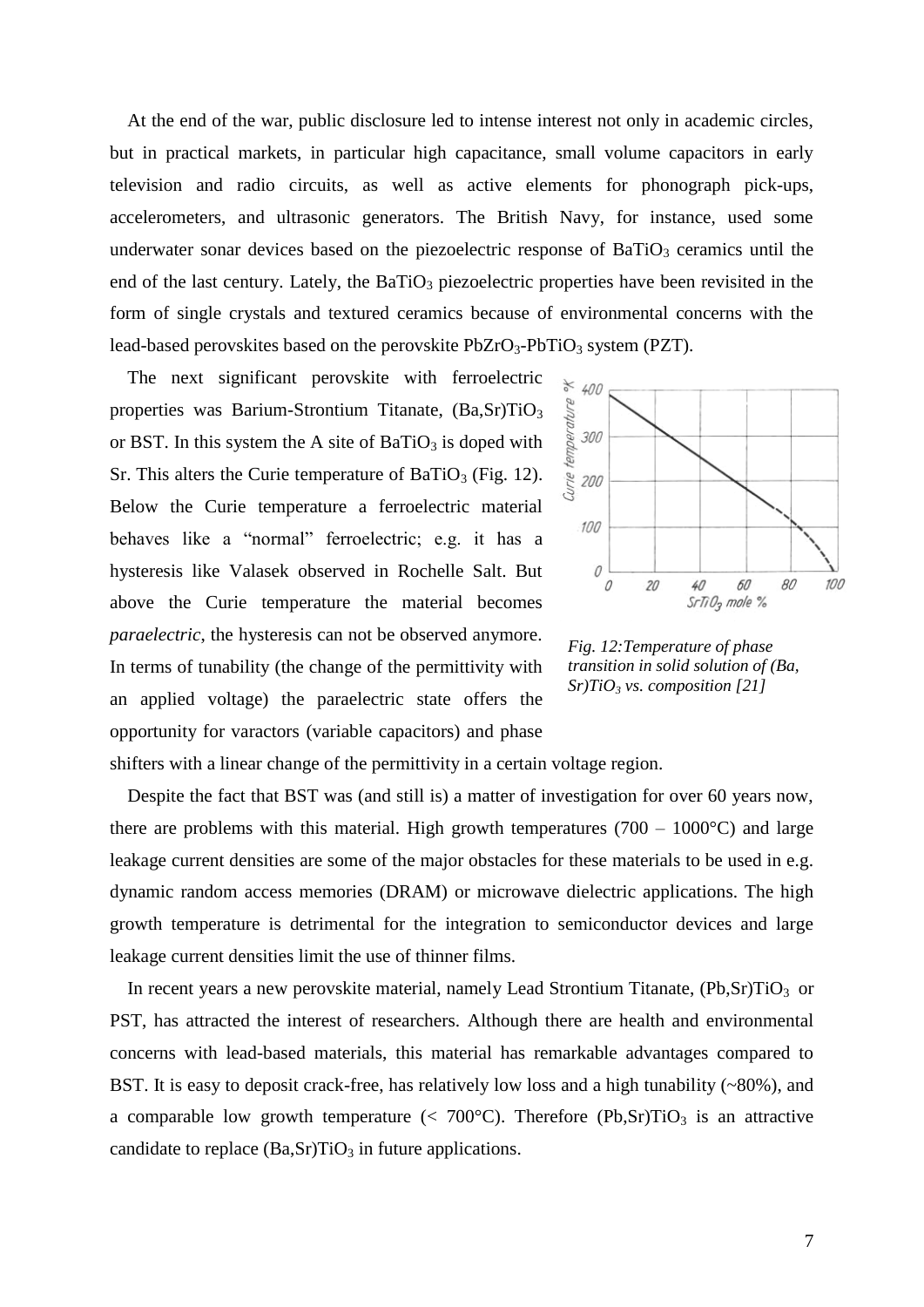At the end of the war, public disclosure led to intense interest not only in academic circles, but in practical markets, in particular high capacitance, small volume capacitors in early television and radio circuits, as well as active elements for phonograph pick-ups, accelerometers, and ultrasonic generators. The British Navy, for instance, used some underwater sonar devices based on the piezoelectric response of $BaTiO_3$ ceramics until the end of the last century. Lately, the $BaTiO_3$ piezoelectric properties have been revisited in the form of single crystals and textured ceramics because of environmental concerns with the lead-based perovskites based on the perovskite $PbZrO_3$-$PbTiO_3$ system (PZT).

The next significant perovskite with ferroelectric properties was Barium-Strontium Titanate, $(Ba,Sr)TiO_3$ or BST. In this system the A site of $BaTiO_3$ is doped with Sr. This alters the Curie temperature of $BaTiO_3$ (Fig. 12). Below the Curie temperature a ferroelectric material behaves like a "normal" ferroelectric; e.g. it has a hysteresis like Valasek observed in Rochelle Salt. But above the Curie temperature the material becomes *paraelectric*, the hysteresis can not be observed anymore. In terms of tunability (the change of the permittivity with an applied voltage) the paraelectric state offers the opportunity for varactors (variable capacitors) and phase shifters with a linear change of the permittivity in a certain voltage region.

*Fig. 12: Temperature of phase transition in solid solution of (Ba, Sr)$TiO_3$ vs. composition [21]*

Despite the fact that BST was (and still is) a matter of investigation for over 60 years now, there are problems with this material. High growth temperatures (700 – 1000°C) and large leakage current densities are some of the major obstacles for these materials to be used in e.g. dynamic random access memories (DRAM) or microwave dielectric applications. The high growth temperature is detrimental for the integration to semiconductor devices and large leakage current densities limit the use of thinner films.

In recent years a new perovskite material, namely Lead Strontium Titanate, $(Pb,Sr)TiO_3$ or PST, has attracted the interest of researchers. Although there are health and environmental concerns with lead-based materials, this material has remarkable advantages compared to BST. It is easy to deposit crack-free, has relatively low loss and a high tunability (~80%), and a comparable low growth temperature (< 700°C). Therefore $(Pb,Sr)TiO_3$ is an attractive candidate to replace $(Ba,Sr)TiO_3$ in future applications.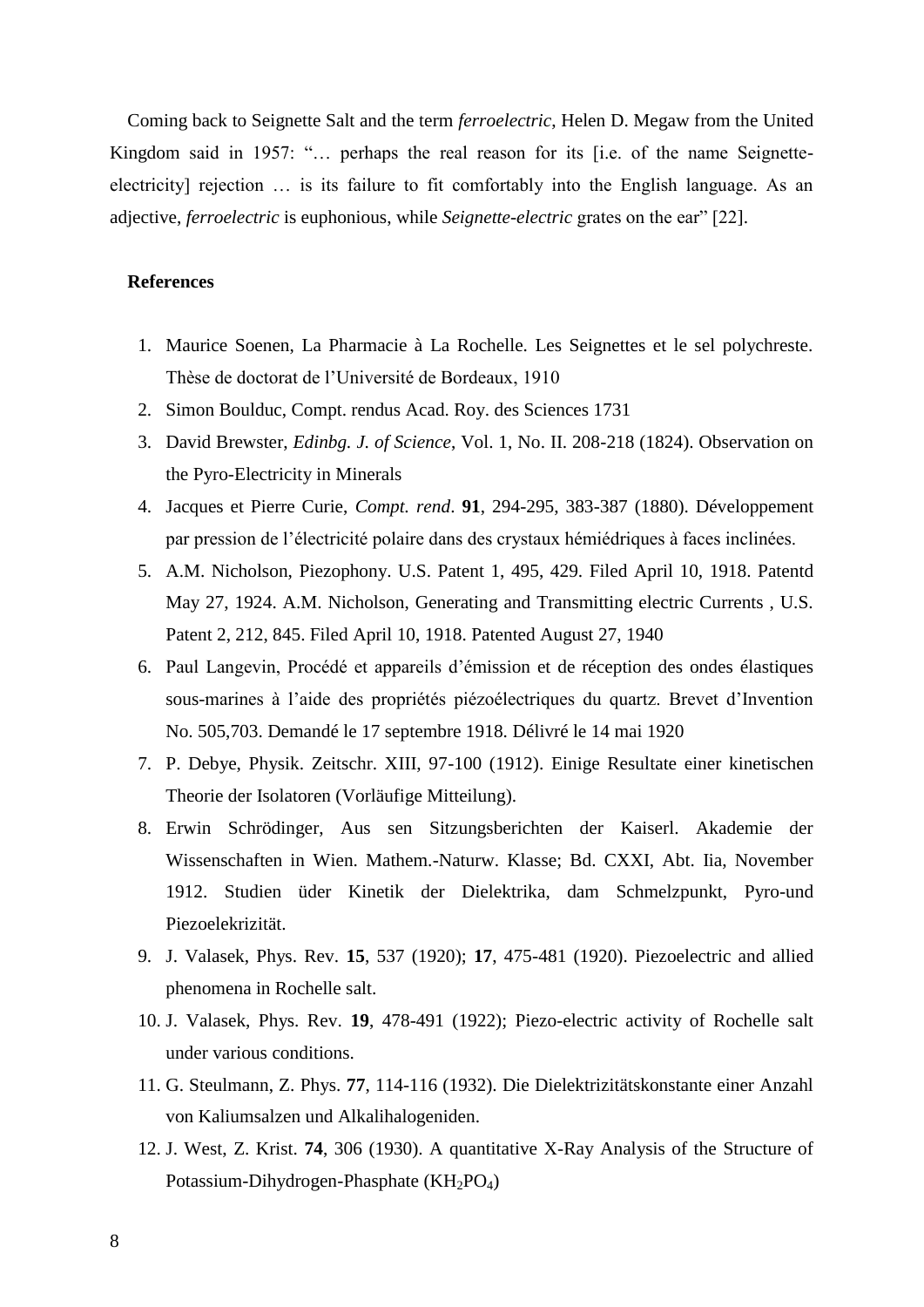Coming back to Seignette Salt and the term *ferroelectric*, Helen D. Megaw from the United Kingdom said in 1957: "… perhaps the real reason for its [i.e. of the name Seignette-electricity] rejection … is its failure to fit comfortably into the English language. As an adjective, *ferroelectric* is euphonious, while *Seignette-electric* grates on the ear" [22].

**References**

1. Maurice Soenen, La Pharmacie à La Rochelle. Les Seignettes et le sel polychreste. Thèse de doctorat de l'Université de Bordeaux, 1910
2. Simon Boulduc, Compt. rendus Acad. Roy. des Sciences 1731
3. David Brewster, *Edinbg. J. of Science*, Vol. 1, No. II. 208-218 (1824). Observation on the Pyro-Electricity in Minerals
4. Jacques et Pierre Curie, *Compt. rend*. **91**, 294-295, 383-387 (1880). Développement par pression de l'électricité polaire dans des crystaux hémiédriques à faces inclinées.
5. A.M. Nicholson, Piezophony. U.S. Patent 1, 495, 429. Filed April 10, 1918. Patentd May 27, 1924. A.M. Nicholson, Generating and Transmitting electric Currents , U.S. Patent 2, 212, 845. Filed April 10, 1918. Patented August 27, 1940
6. Paul Langevin, Procédé et appareils d'émission et de réception des ondes élastiques sous-marines à l'aide des propriétés piézoélectriques du quartz. Brevet d'Invention No. 505,703. Demandé le 17 septembre 1918. Délivré le 14 mai 1920
7. P. Debye, Physik. Zeitschr. XIII, 97-100 (1912). Einige Resultate einer kinetischen Theorie der Isolatoren (Vorläufige Mitteilung).
8. Erwin Schrödinger, Aus sen Sitzungsberichten der Kaiserl. Akademie der Wissenschaften in Wien. Mathem.-Naturw. Klasse; Bd. CXXI, Abt. Iia, November 1912. Studien üder Kinetik der Dielektrika, dam Schmelzpunkt, Pyro-und Piezoelekrizität.
9. J. Valasek, Phys. Rev. **15**, 537 (1920); **17**, 475-481 (1920). Piezoelectric and allied phenomena in Rochelle salt.
10. J. Valasek, Phys. Rev. **19**, 478-491 (1922); Piezo-electric activity of Rochelle salt under various conditions.
11. G. Steulmann, Z. Phys. **77**, 114-116 (1932). Die Dielektrizitätskonstante einer Anzahl von Kaliumsalzen und Alkalihalogeniden.
12. J. West, Z. Krist. **74**, 306 (1930). A quantitative X-Ray Analysis of the Structure of Potassium-Dihydrogen-Phasphate ($KH_2PO_4$)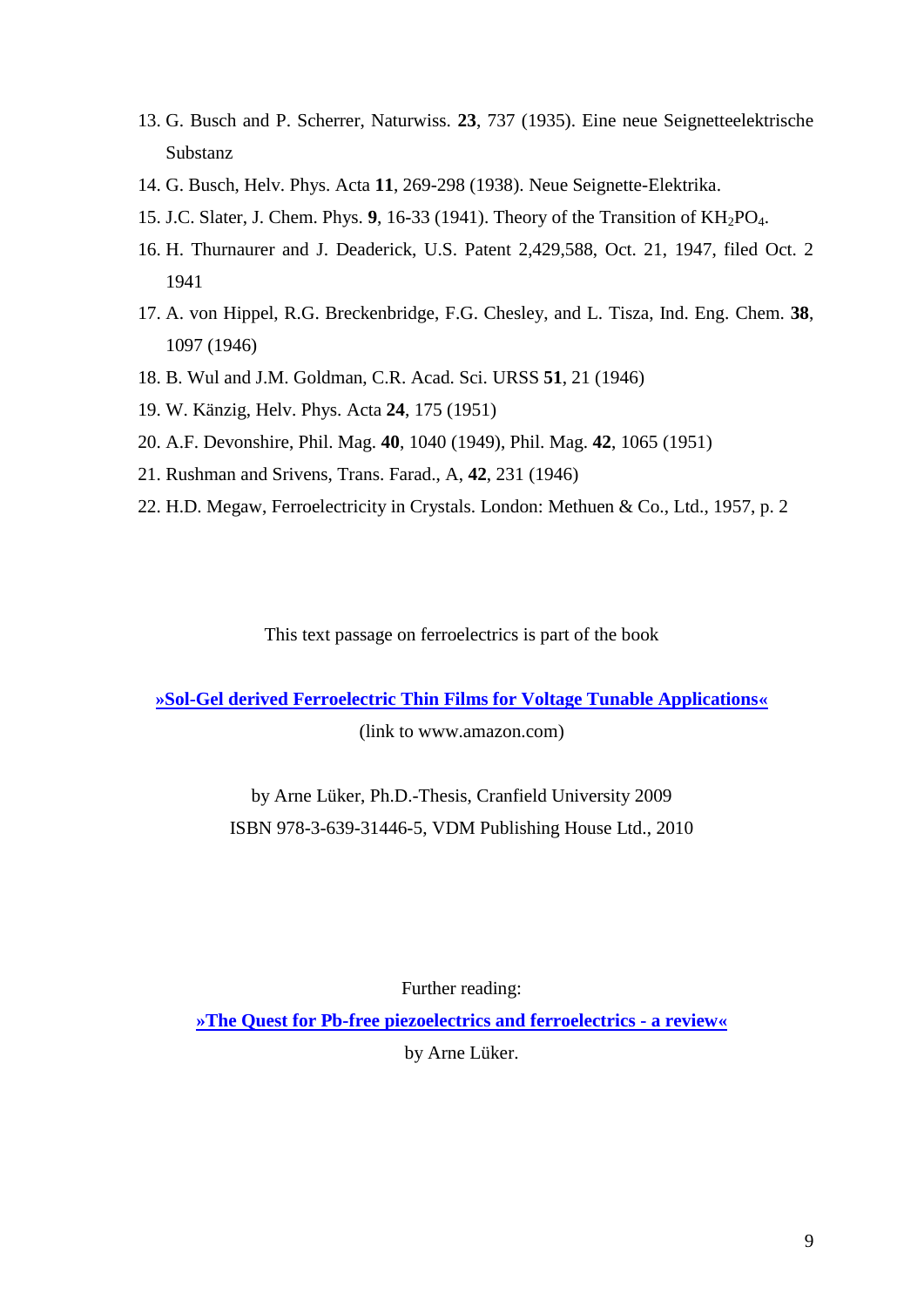13. G. Busch and P. Scherrer, Naturwiss. **23**, 737 (1935). Eine neue Seignetteelektrische Substanz
14. G. Busch, Helv. Phys. Acta **11**, 269-298 (1938). Neue Seignette-Elektrika.
15. J.C. Slater, J. Chem. Phys. **9**, 16-33 (1941). Theory of the Transition of $KH_2PO_4$.
16. H. Thurnaurer and J. Deaderick, U.S. Patent 2,429,588, Oct. 21, 1947, filed Oct. 2 1941
17. A. von Hippel, R.G. Breckenbridge, F.G. Chesley, and L. Tisza, Ind. Eng. Chem. **38**, 1097 (1946)
18. B. Wul and J.M. Goldman, C.R. Acad. Sci. URSS **51**, 21 (1946)
19. W. Känzig, Helv. Phys. Acta **24**, 175 (1951)
20. A.F. Devonshire, Phil. Mag. **40**, 1040 (1949), Phil. Mag. **42**, 1065 (1951)
21. Rushman and Srivens, Trans. Farad., A, **42**, 231 (1946)
22. H.D. Megaw, Ferroelectricity in Crystals. London: Methuen & Co., Ltd., 1957, p. 2

This text passage on ferroelectrics is part of the book

**»Sol-Gel derived Ferroelectric Thin Films for Voltage Tunable Applications«**

(link to www.amazon.com)

by Arne Lüker, Ph.D.-Thesis, Cranfield University 2009

ISBN 978-3-639-31446-5, VDM Publishing House Ltd., 2010

Further reading:

**»The Quest for Pb-free piezoelectrics and ferroelectrics - a review«**

by Arne Lüker.